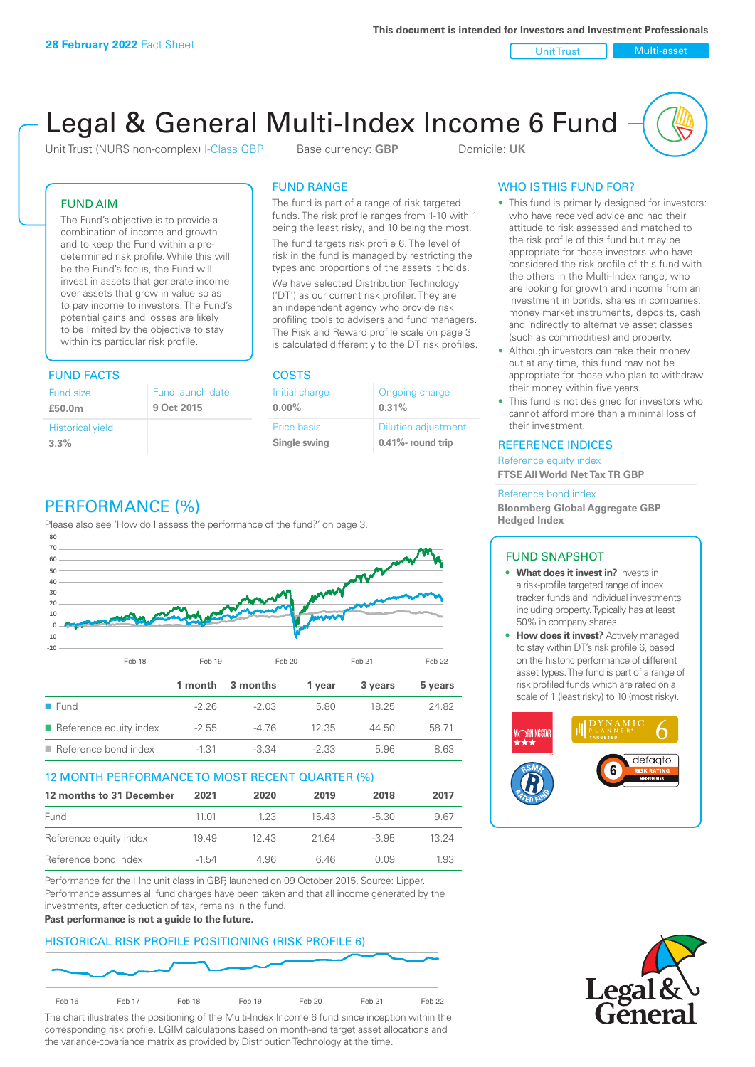**28 February 2022** Fact Sheet

This document is intended for Investors and Investment Professionals

Unit Trust | Multi-asset

# Legal & General Multi-Index Income 6 Fund

Unit Trust (NURS non-complex) I-Class GBP | Base currency: **GBP** | Domicile: **UK**

## FUND AIM

The Fund's objective is to provide a combination of income and growth and to keep the Fund within a pre-determined risk profile. While this will be the Fund's focus, the Fund will invest in assets that generate income over assets that grow in value so as to pay income to investors. The Fund's potential gains and losses are likely to be limited by the objective to stay within its particular risk profile.

## FUND RANGE

The fund is part of a range of risk targeted funds. The risk profile ranges from 1-10 with 1 being the least risky, and 10 being the most.

The fund targets risk profile 6. The level of risk in the fund is managed by restricting the types and proportions of the assets it holds.

We have selected Distribution Technology ('DT') as our current risk profiler. They are an independent agency who provide risk profiling tools to advisers and fund managers. The Risk and Reward profile scale on page 3 is calculated differently to the DT risk profiles.

## WHO IS THIS FUND FOR?

- This fund is primarily designed for investors: who have received advice and had their attitude to risk assessed and matched to the risk profile of this fund but may be appropriate for those investors who have considered the risk profile of this fund with the others in the Multi-Index range; who are looking for growth and income from an investment in bonds, shares in companies, money market instruments, deposits, cash and indirectly to alternative asset classes (such as commodities) and property.
- Although investors can take their money out at any time, this fund may not be appropriate for those who plan to withdraw their money within five years.
- This fund is not designed for investors who cannot afford more than a minimal loss of their investment.

## FUND FACTS

| Fund size | Fund launch date |
|---|---|
| **£50.0m** | **9 Oct 2015** |
| Historical yield | |
| **3.3%** | |

## COSTS

| Initial charge | Ongoing charge |
|---|---|
| **0.00%** | **0.31%** |
| Price basis | Dilution adjustment |
| **Single swing** | **0.41%- round trip** |

## REFERENCE INDICES

Reference equity index
**FTSE All World Net Tax TR GBP**

Reference bond index
**Bloomberg Global Aggregate GBP Hedged Index**

## PERFORMANCE (%)

Please also see 'How do I assess the performance of the fund?' on page 3.

| | 1 month | 3 months | 1 year | 3 years | 5 years |
|---|---|---|---|---|---|
| Fund | -2.26 | -2.03 | 5.80 | 18.25 | 24.82 |
| Reference equity index | -2.55 | -4.76 | 12.35 | 44.50 | 58.71 |
| Reference bond index | -1.31 | -3.34 | -2.33 | 5.96 | 8.63 |

## 12 MONTH PERFORMANCE TO MOST RECENT QUARTER (%)

| 12 months to 31 December | 2021 | 2020 | 2019 | 2018 | 2017 |
|---|---|---|---|---|---|
| Fund | 11.01 | 1.23 | 15.43 | -5.30 | 9.67 |
| Reference equity index | 19.49 | 12.43 | 21.64 | -3.95 | 13.24 |
| Reference bond index | -1.54 | 4.96 | 6.46 | 0.09 | 1.93 |

Performance for the I Inc unit class in GBP, launched on 09 October 2015. Source: Lipper. Performance assumes all fund charges have been taken and that all income generated by the investments, after deduction of tax, remains in the fund.

**Past performance is not a guide to the future.**

## FUND SNAPSHOT

- **What does it invest in?** Invests in a risk-profile targeted range of index tracker funds and individual investments including property. Typically has at least 50% in company shares.
- **How does it invest?** Actively managed to stay within DT's risk profile 6, based on the historic performance of different asset types. The fund is part of a range of risk profiled funds which are rated on a scale of 1 (least risky) to 10 (most risky).

## HISTORICAL RISK PROFILE POSITIONING (RISK PROFILE 6)

The chart illustrates the positioning of the Multi-Index Income 6 fund since inception within the corresponding risk profile. LGIM calculations based on month-end target asset allocations and the variance-covariance matrix as provided by Distribution Technology at the time.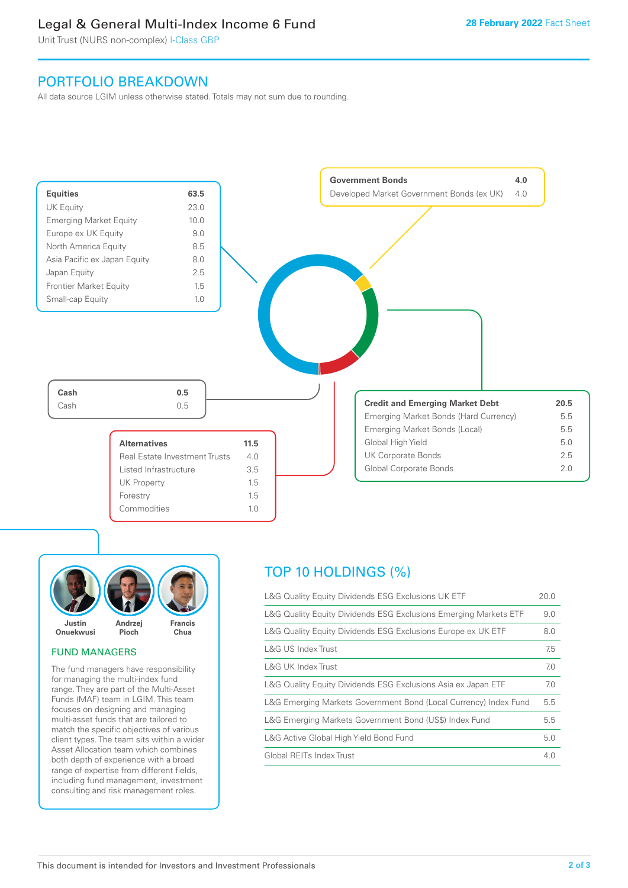# Legal & General Multi-Index Income 6 Fund

Unit Trust (NURS non-complex) I-Class GBP

28 February 2022 Fact Sheet

## PORTFOLIO BREAKDOWN

All data source LGIM unless otherwise stated. Totals may not sum due to rounding.

| Equities | 63.5 |
|---|---|
| UK Equity | 23.0 |
| Emerging Market Equity | 10.0 |
| Europe ex UK Equity | 9.0 |
| North America Equity | 8.5 |
| Asia Pacific ex Japan Equity | 8.0 |
| Japan Equity | 2.5 |
| Frontier Market Equity | 1.5 |
| Small-cap Equity | 1.0 |

| Government Bonds | 4.0 |
|---|---|
| Developed Market Government Bonds (ex UK) | 4.0 |

| Credit and Emerging Market Debt | 20.5 |
|---|---|
| Emerging Market Bonds (Hard Currency) | 5.5 |
| Emerging Market Bonds (Local) | 5.5 |
| Global High Yield | 5.0 |
| UK Corporate Bonds | 2.5 |
| Global Corporate Bonds | 2.0 |

| Alternatives | 11.5 |
|---|---|
| Real Estate Investment Trusts | 4.0 |
| Listed Infrastructure | 3.5 |
| UK Property | 1.5 |
| Forestry | 1.5 |
| Commodities | 1.0 |

| Cash | 0.5 |
|---|---|
| Cash | 0.5 |

Justin Onuekwusi, Andrzej Pioch, Francis Chua

## FUND MANAGERS

The fund managers have responsibility for managing the multi-index fund range. They are part of the Multi-Asset Funds (MAF) team in LGIM. This team focuses on designing and managing multi-asset funds that are tailored to match the specific objectives of various client types. The team sits within a wider Asset Allocation team which combines both depth of experience with a broad range of expertise from different fields, including fund management, investment consulting and risk management roles.

## TOP 10 HOLDINGS (%)

| Holding | % |
|---|---|
| L&G Quality Equity Dividends ESG Exclusions UK ETF | 20.0 |
| L&G Quality Equity Dividends ESG Exclusions Emerging Markets ETF | 9.0 |
| L&G Quality Equity Dividends ESG Exclusions Europe ex UK ETF | 8.0 |
| L&G US Index Trust | 7.5 |
| L&G UK Index Trust | 7.0 |
| L&G Quality Equity Dividends ESG Exclusions Asia ex Japan ETF | 7.0 |
| L&G Emerging Markets Government Bond (Local Currency) Index Fund | 5.5 |
| L&G Emerging Markets Government Bond (US$) Index Fund | 5.5 |
| L&G Active Global High Yield Bond Fund | 5.0 |
| Global REITs Index Trust | 4.0 |

This document is intended for Investors and Investment Professionals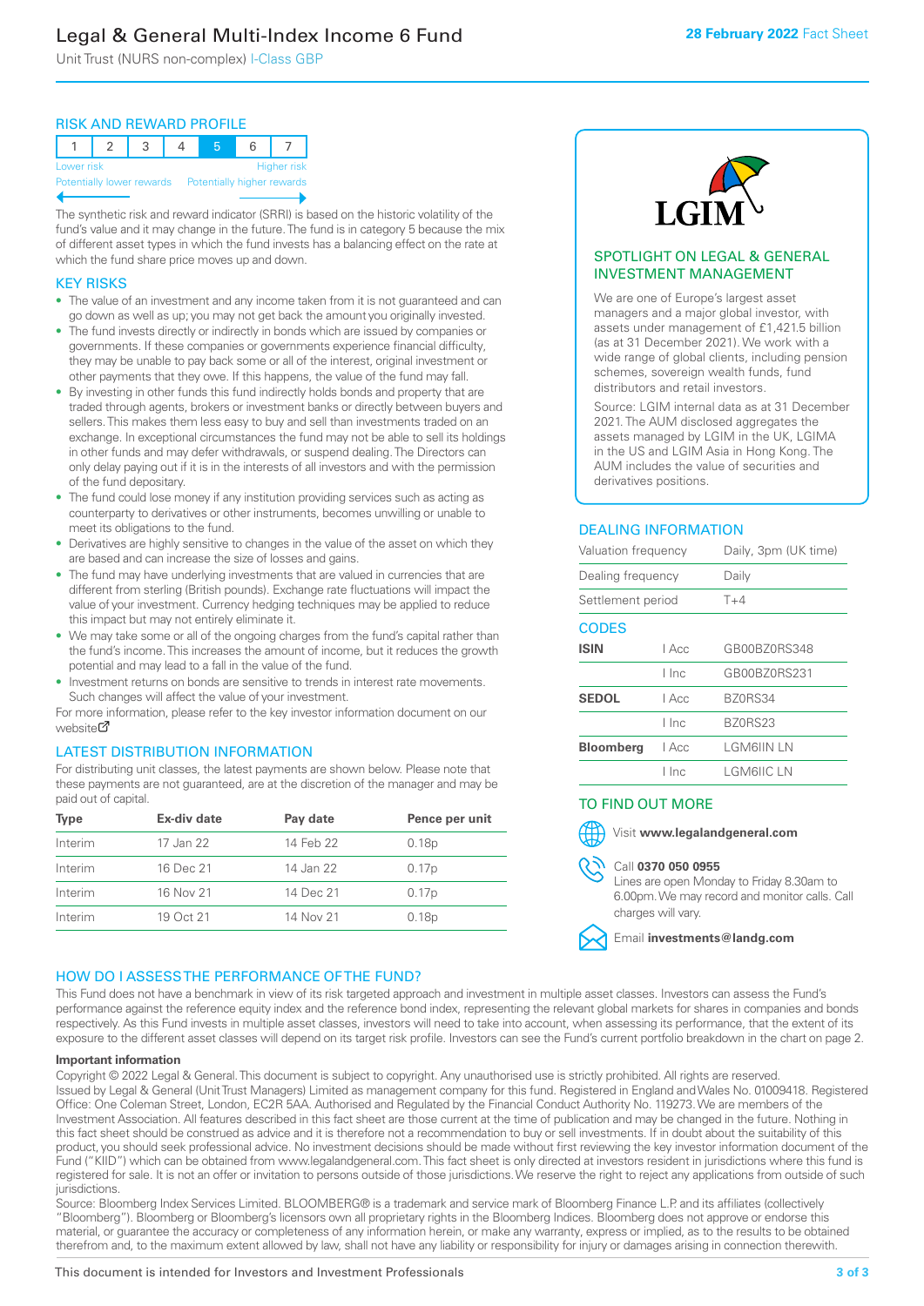# Legal & General Multi-Index Income 6 Fund

Unit Trust (NURS non-complex) I-Class GBP

28 February 2022 Fact Sheet

## RISK AND REWARD PROFILE

| 1 | 2 | 3 | 4 | 5 | 6 | 7 |
|---|---|---|---|---|---|---|

Lower risk — Higher risk

Potentially lower rewards — Potentially higher rewards

The synthetic risk and reward indicator (SRRI) is based on the historic volatility of the fund's value and it may change in the future. The fund is in category 5 because the mix of different asset types in which the fund invests has a balancing effect on the rate at which the fund share price moves up and down.

## KEY RISKS

- The value of an investment and any income taken from it is not guaranteed and can go down as well as up; you may not get back the amount you originally invested.
- The fund invests directly or indirectly in bonds which are issued by companies or governments. If these companies or governments experience financial difficulty, they may be unable to pay back some or all of the interest, original investment or other payments that they owe. If this happens, the value of the fund may fall.
- By investing in other funds this fund indirectly holds bonds and property that are traded through agents, brokers or investment banks or directly between buyers and sellers. This makes them less easy to buy and sell than investments traded on an exchange. In exceptional circumstances the fund may not be able to sell its holdings in other funds and may defer withdrawals, or suspend dealing. The Directors can only delay paying out if it is in the interests of all investors and with the permission of the fund depositary.
- The fund could lose money if any institution providing services such as acting as counterparty to derivatives or other instruments, becomes unwilling or unable to meet its obligations to the fund.
- Derivatives are highly sensitive to changes in the value of the asset on which they are based and can increase the size of losses and gains.
- The fund may have underlying investments that are valued in currencies that are different from sterling (British pounds). Exchange rate fluctuations will impact the value of your investment. Currency hedging techniques may be applied to reduce this impact but may not entirely eliminate it.
- We may take some or all of the ongoing charges from the fund's capital rather than the fund's income. This increases the amount of income, but it reduces the growth potential and may lead to a fall in the value of the fund.
- Investment returns on bonds are sensitive to trends in interest rate movements. Such changes will affect the value of your investment.

For more information, please refer to the key investor information document on our website

## LATEST DISTRIBUTION INFORMATION

For distributing unit classes, the latest payments are shown below. Please note that these payments are not guaranteed, are at the discretion of the manager and may be paid out of capital.

| Type | Ex-div date | Pay date | Pence per unit |
|---|---|---|---|
| Interim | 17 Jan 22 | 14 Feb 22 | 0.18p |
| Interim | 16 Dec 21 | 14 Jan 22 | 0.17p |
| Interim | 16 Nov 21 | 14 Dec 21 | 0.17p |
| Interim | 19 Oct 21 | 14 Nov 21 | 0.18p |

LGIM

## SPOTLIGHT ON LEGAL & GENERAL INVESTMENT MANAGEMENT

We are one of Europe's largest asset managers and a major global investor, with assets under management of £1,421.5 billion (as at 31 December 2021). We work with a wide range of global clients, including pension schemes, sovereign wealth funds, fund distributors and retail investors.

Source: LGIM internal data as at 31 December 2021. The AUM disclosed aggregates the assets managed by LGIM in the UK, LGIMA in the US and LGIM Asia in Hong Kong. The AUM includes the value of securities and derivatives positions.

## DEALING INFORMATION

| | |
|---|---|
| Valuation frequency | Daily, 3pm (UK time) |
| Dealing frequency | Daily |
| Settlement period | T+4 |

## CODES

| | | |
|---|---|---|
| **ISIN** | I Acc | GB00BZ0RS348 |
| | I Inc | GB00BZ0RS231 |
| **SEDOL** | I Acc | BZ0RS34 |
| | I Inc | BZ0RS23 |
| **Bloomberg** | I Acc | LGM6IIN LN |
| | I Inc | LGM6IIC LN |

## TO FIND OUT MORE

Visit **www.legalandgeneral.com**

Call **0370 050 0955**
Lines are open Monday to Friday 8.30am to 6.00pm. We may record and monitor calls. Call charges will vary.

Email **investments@landg.com**

## HOW DO I ASSESS THE PERFORMANCE OF THE FUND?

This Fund does not have a benchmark in view of its risk targeted approach and investment in multiple asset classes. Investors can assess the Fund's performance against the reference equity index and the reference bond index, representing the relevant global markets for shares in companies and bonds respectively. As this Fund invests in multiple asset classes, investors will need to take into account, when assessing its performance, that the extent of its exposure to the different asset classes will depend on its target risk profile. Investors can see the Fund's current portfolio breakdown in the chart on page 2.

**Important information**

Copyright © 2022 Legal & General. This document is subject to copyright. Any unauthorised use is strictly prohibited. All rights are reserved.
Issued by Legal & General (Unit Trust Managers) Limited as management company for this fund. Registered in England and Wales No. 01009418. Registered Office: One Coleman Street, London, EC2R 5AA. Authorised and Regulated by the Financial Conduct Authority No. 119273. We are members of the Investment Association. All features described in this fact sheet are those current at the time of publication and may be changed in the future. Nothing in this fact sheet should be construed as advice and it is therefore not a recommendation to buy or sell investments. If in doubt about the suitability of this product, you should seek professional advice. No investment decisions should be made without first reviewing the key investor information document of the Fund ("KIID") which can be obtained from www.legalandgeneral.com. This fact sheet is only directed at investors resident in jurisdictions where this fund is registered for sale. It is not an offer or invitation to persons outside of those jurisdictions. We reserve the right to reject any applications from outside of such jurisdictions.
Source: Bloomberg Index Services Limited. BLOOMBERG® is a trademark and service mark of Bloomberg Finance L.P. and its affiliates (collectively "Bloomberg"). Bloomberg or Bloomberg's licensors own all proprietary rights in the Bloomberg Indices. Bloomberg does not approve or endorse this material, or guarantee the accuracy or completeness of any information herein, or make any warranty, express or implied, as to the results to be obtained therefrom and, to the maximum extent allowed by law, shall not have any liability or responsibility for injury or damages arising in connection therewith.

This document is intended for Investors and Investment Professionals